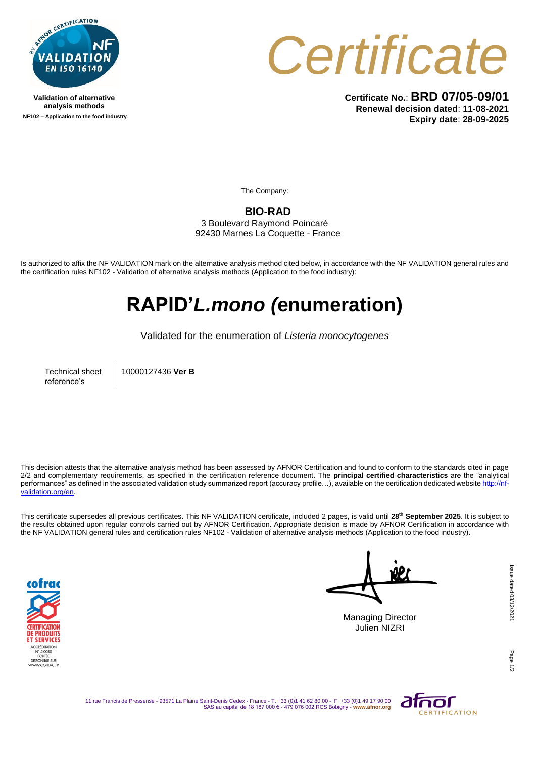Validation of alternative analysis methods

NF102 – Application to the food industry

# *Certificate*

**Certificate No.**: **BRD 07/05-09/01**
**Renewal decision dated**: **11-08-2021**
**Expiry date**: **28-09-2025**

The Company:

**BIO-RAD**
3 Boulevard Raymond Poincaré
92430 Marnes La Coquette - France

Is authorized to affix the NF VALIDATION mark on the alternative analysis method cited below, in accordance with the NF VALIDATION general rules and the certification rules NF102 - Validation of alternative analysis methods (Application to the food industry):

# RAPID'*L.mono* (enumeration)

Validated for the enumeration of *Listeria monocytogenes*

| Technical sheet reference's | 10000127436 **Ver B** |
| --- | --- |

This decision attests that the alternative analysis method has been assessed by AFNOR Certification and found to conform to the standards cited in page 2/2 and complementary requirements, as specified in the certification reference document. The **principal certified characteristics** are the "analytical performances" as defined in the associated validation study summarized report (accuracy profile…), available on the certification dedicated website http://nf-validation.org/en.

This certificate supersedes all previous certificates. This NF VALIDATION certificate, included 2 pages, is valid until **28th September 2025**. It is subject to the results obtained upon regular controls carried out by AFNOR Certification. Appropriate decision is made by AFNOR Certification in accordance with the NF VALIDATION general rules and certification rules NF102 - Validation of alternative analysis methods (Application to the food industry).

Managing Director
Julien NIZRI

Issue dated 03/12/2021

11 rue Francis de Pressensé - 93571 La Plaine Saint-Denis Cedex - France - T. +33 (0)1 41 62 80 00 - F. +33 (0)1 49 17 90 00
SAS au capital de 18 187 000 € - 479 076 002 RCS Bobigny - **www.afnor.org**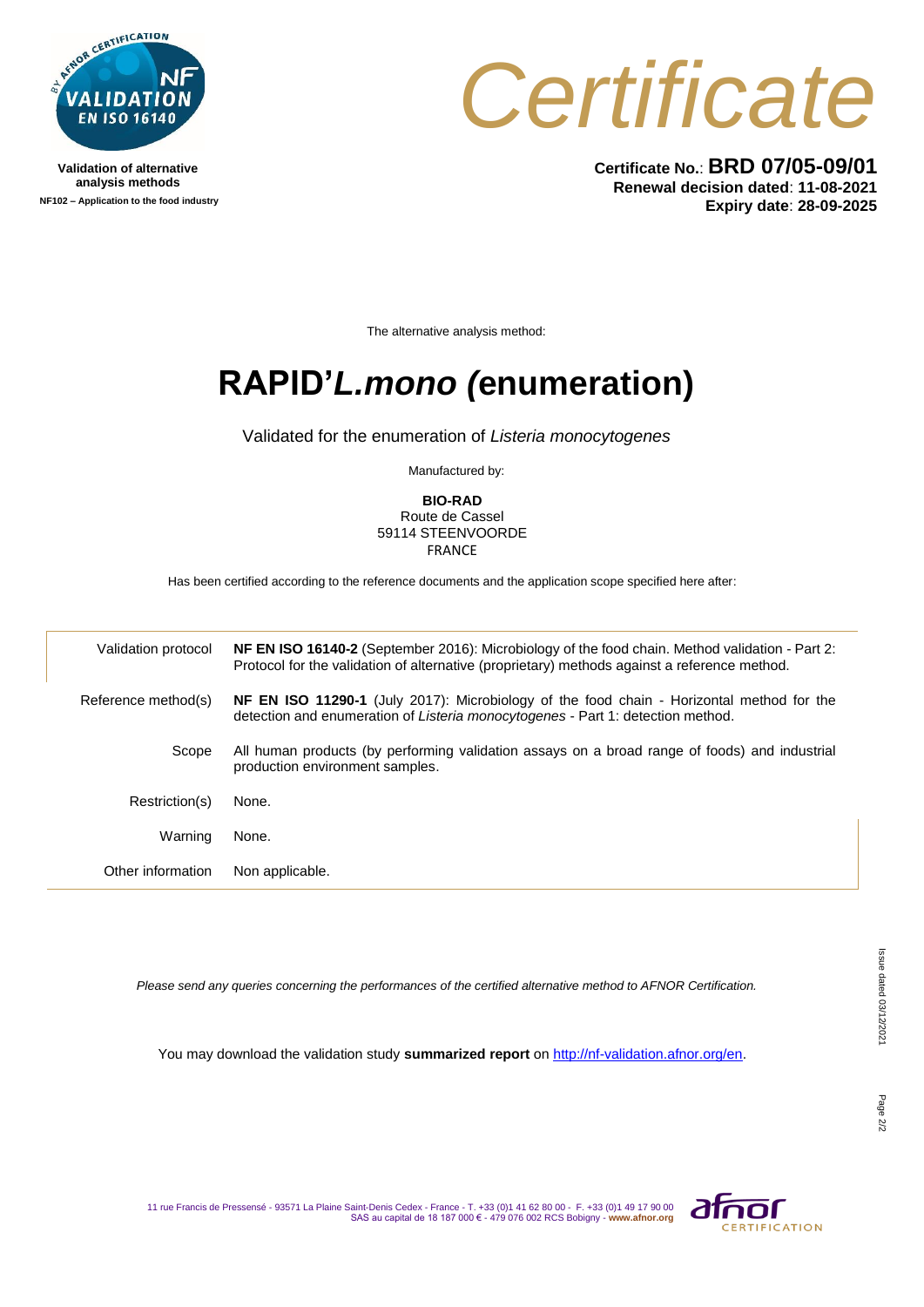Validation of alternative analysis methods
NF102 – Application to the food industry

# Certificate

**Certificate No.**: **BRD 07/05-09/01**
**Renewal decision dated**: **11-08-2021**
**Expiry date**: **28-09-2025**

The alternative analysis method:

# RAPID'*L.mono* (enumeration)

Validated for the enumeration of *Listeria monocytogenes*

Manufactured by:

**BIO-RAD**
Route de Cassel
59114 STEENVOORDE
FRANCE

Has been certified according to the reference documents and the application scope specified here after:

| | |
|---|---|
| Validation protocol | **NF EN ISO 16140-2** (September 2016): Microbiology of the food chain. Method validation - Part 2: Protocol for the validation of alternative (proprietary) methods against a reference method. |
| Reference method(s) | **NF EN ISO 11290-1** (July 2017): Microbiology of the food chain - Horizontal method for the detection and enumeration of *Listeria monocytogenes* - Part 1: detection method. |
| Scope | All human products (by performing validation assays on a broad range of foods) and industrial production environment samples. |
| Restriction(s) | None. |
| Warning | None. |
| Other information | Non applicable. |

*Please send any queries concerning the performances of the certified alternative method to AFNOR Certification.*

You may download the validation study **summarized report** on http://nf-validation.afnor.org/en.

Issue dated 03/12/2021

11 rue Francis de Pressensé - 93571 La Plaine Saint-Denis Cedex - France - T. +33 (0)1 41 62 80 00 - F. +33 (0)1 49 17 90 00
SAS au capital de 18 187 000 € - 479 076 002 RCS Bobigny - **www.afnor.org**